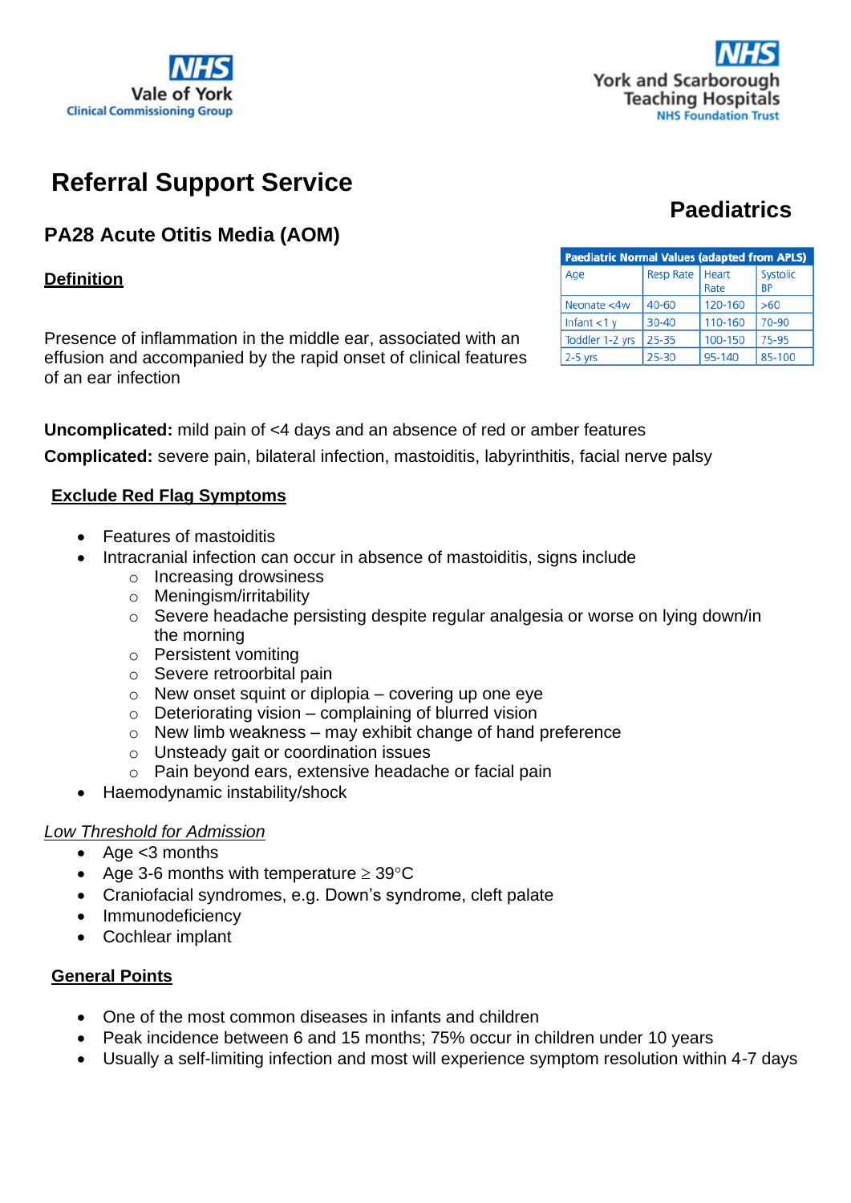NHS Vale of York Clinical Commissioning Group

NHS York and Scarborough Teaching Hospitals NHS Foundation Trust

# Referral Support Service

**Paediatrics**

## PA28 Acute Otitis Media (AOM)

| Paediatric Normal Values (adapted from APLS) | | | |
|---|---|---|---|
| Age | Resp Rate | Heart Rate | Systolic BP |
| Neonate <4w | 40-60 | 120-160 | >60 |
| Infant <1 y | 30-40 | 110-160 | 70-90 |
| Toddler 1-2 yrs | 25-35 | 100-150 | 75-95 |
| 2-5 yrs | 25-30 | 95-140 | 85-100 |

### Definition

Presence of inflammation in the middle ear, associated with an effusion and accompanied by the rapid onset of clinical features of an ear infection

**Uncomplicated:** mild pain of <4 days and an absence of red or amber features

**Complicated:** severe pain, bilateral infection, mastoiditis, labyrinthitis, facial nerve palsy

### Exclude Red Flag Symptoms

- Features of mastoiditis
- Intracranial infection can occur in absence of mastoiditis, signs include
  - Increasing drowsiness
  - Meningism/irritability
  - Severe headache persisting despite regular analgesia or worse on lying down/in the morning
  - Persistent vomiting
  - Severe retroorbital pain
  - New onset squint or diplopia – covering up one eye
  - Deteriorating vision – complaining of blurred vision
  - New limb weakness – may exhibit change of hand preference
  - Unsteady gait or coordination issues
  - Pain beyond ears, extensive headache or facial pain
- Haemodynamic instability/shock

*Low Threshold for Admission*

- Age <3 months
- Age 3-6 months with temperature ≥ 39°C
- Craniofacial syndromes, e.g. Down's syndrome, cleft palate
- Immunodeficiency
- Cochlear implant

### General Points

- One of the most common diseases in infants and children
- Peak incidence between 6 and 15 months; 75% occur in children under 10 years
- Usually a self-limiting infection and most will experience symptom resolution within 4-7 days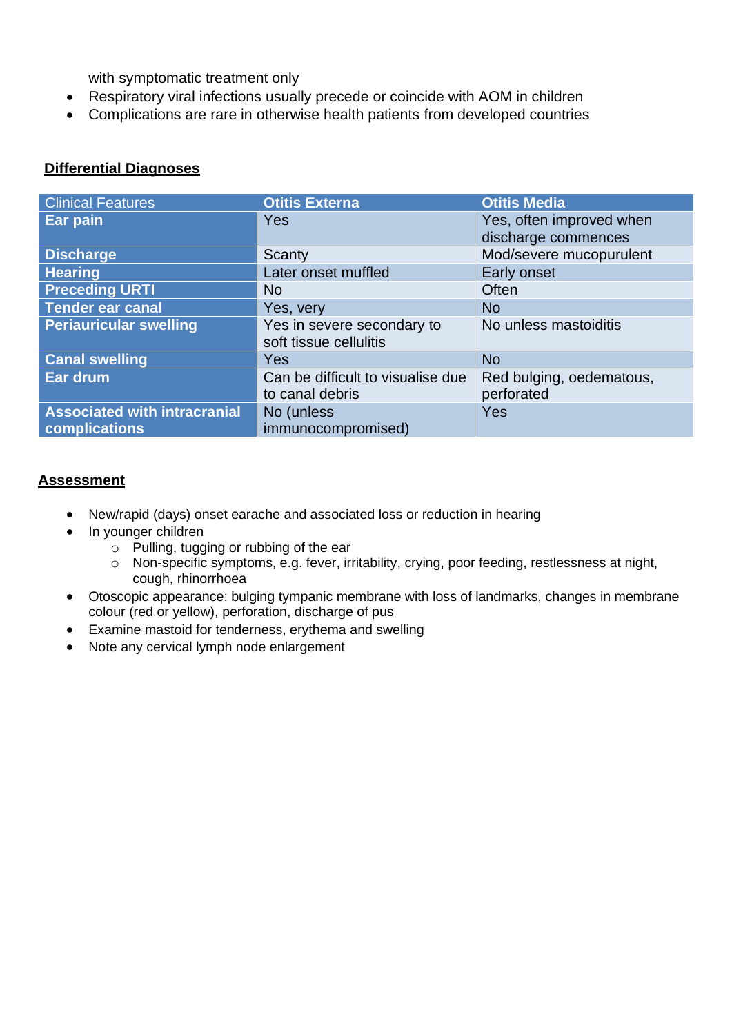with symptomatic treatment only

- Respiratory viral infections usually precede or coincide with AOM in children
- Complications are rare in otherwise health patients from developed countries

## Differential Diagnoses

| Clinical Features | Otitis Externa | Otitis Media |
|---|---|---|
| **Ear pain** | Yes | Yes, often improved when discharge commences |
| **Discharge** | Scanty | Mod/severe mucopurulent |
| **Hearing** | Later onset muffled | Early onset |
| **Preceding URTI** | No | Often |
| **Tender ear canal** | Yes, very | No |
| **Periauricular swelling** | Yes in severe secondary to soft tissue cellulitis | No unless mastoiditis |
| **Canal swelling** | Yes | No |
| **Ear drum** | Can be difficult to visualise due to canal debris | Red bulging, oedematous, perforated |
| **Associated with intracranial complications** | No (unless immunocompromised) | Yes |

## Assessment

- New/rapid (days) onset earache and associated loss or reduction in hearing
- In younger children
  - Pulling, tugging or rubbing of the ear
  - Non-specific symptoms, e.g. fever, irritability, crying, poor feeding, restlessness at night, cough, rhinorrhoea
- Otoscopic appearance: bulging tympanic membrane with loss of landmarks, changes in membrane colour (red or yellow), perforation, discharge of pus
- Examine mastoid for tenderness, erythema and swelling
- Note any cervical lymph node enlargement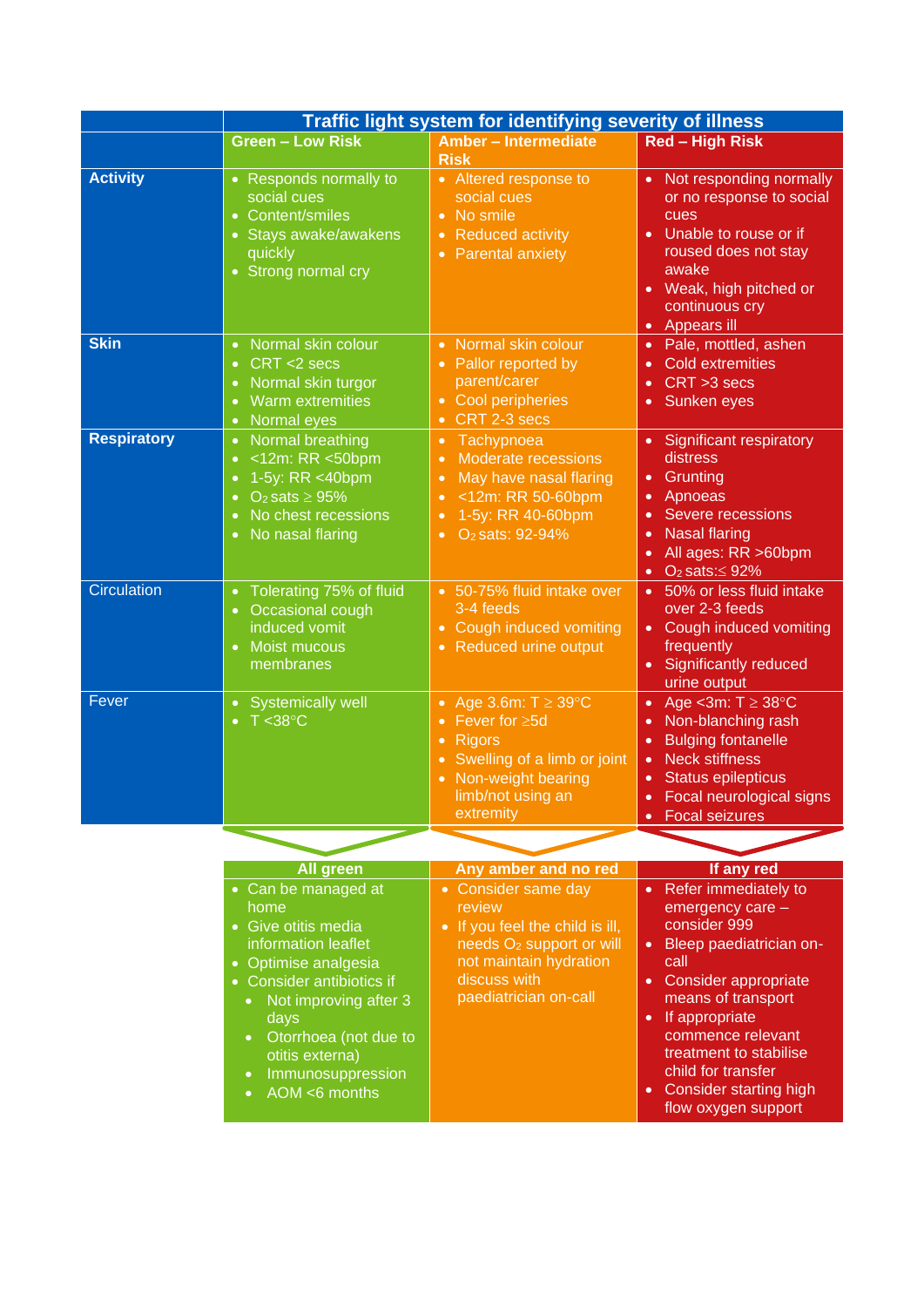| | **Traffic light system for identifying severity of illness** | | |
|---|---|---|---|
| | **Green – Low Risk** | **Amber – Intermediate Risk** | **Red – High Risk** |
| **Activity** | • Responds normally to social cues<br>• Content/smiles<br>• Stays awake/awakens quickly<br>• Strong normal cry | • Altered response to social cues<br>• No smile<br>• Reduced activity<br>• Parental anxiety | • Not responding normally or no response to social cues<br>• Unable to rouse or if roused does not stay awake<br>• Weak, high pitched or continuous cry<br>• Appears ill |
| **Skin** | • Normal skin colour<br>• CRT <2 secs<br>• Normal skin turgor<br>• Warm extremities<br>• Normal eyes | • Normal skin colour<br>• Pallor reported by parent/carer<br>• Cool peripheries<br>• CRT 2-3 secs | • Pale, mottled, ashen<br>• Cold extremities<br>• CRT >3 secs<br>• Sunken eyes |
| **Respiratory** | • Normal breathing<br>• <12m: RR <50bpm<br>• 1-5y: RR <40bpm<br>• $O_2$ sats ≥ 95%<br>• No chest recessions<br>• No nasal flaring | • Tachypnoea<br>• Moderate recessions<br>• May have nasal flaring<br>• <12m: RR 50-60bpm<br>• 1-5y: RR 40-60bpm<br>• $O_2$ sats: 92-94% | • Significant respiratory distress<br>• Grunting<br>• Apnoeas<br>• Severe recessions<br>• Nasal flaring<br>• All ages: RR >60bpm<br>• $O_2$ sats:≤ 92% |
| Circulation | • Tolerating 75% of fluid<br>• Occasional cough induced vomit<br>• Moist mucous membranes | • 50-75% fluid intake over 3-4 feeds<br>• Cough induced vomiting<br>• Reduced urine output | • 50% or less fluid intake over 2-3 feeds<br>• Cough induced vomiting frequently<br>• Significantly reduced urine output |
| Fever | • Systemically well<br>• T <38°C | • Age 3.6m: T ≥ 39°C<br>• Fever for ≥5d<br>• Rigors<br>• Swelling of a limb or joint<br>• Non-weight bearing limb/not using an extremity | • Age <3m: T ≥ 38°C<br>• Non-blanching rash<br>• Bulging fontanelle<br>• Neck stiffness<br>• Status epilepticus<br>• Focal neurological signs<br>• Focal seizures |

| **All green** | **Any amber and no red** | **If any red** |
|---|---|---|
| • Can be managed at home<br>• Give otitis media information leaflet<br>• Optimise analgesia<br>• Consider antibiotics if<br>&nbsp;&nbsp;• Not improving after 3 days<br>&nbsp;&nbsp;• Otorrhoea (not due to otitis externa)<br>&nbsp;&nbsp;• Immunosuppression<br>&nbsp;&nbsp;• AOM <6 months | • Consider same day review<br>• If you feel the child is ill, needs $O_2$ support or will not maintain hydration discuss with paediatrician on-call | • Refer immediately to emergency care – consider 999<br>• Bleep paediatrician on-call<br>• Consider appropriate means of transport<br>• If appropriate commence relevant treatment to stabilise child for transfer<br>• Consider starting high flow oxygen support |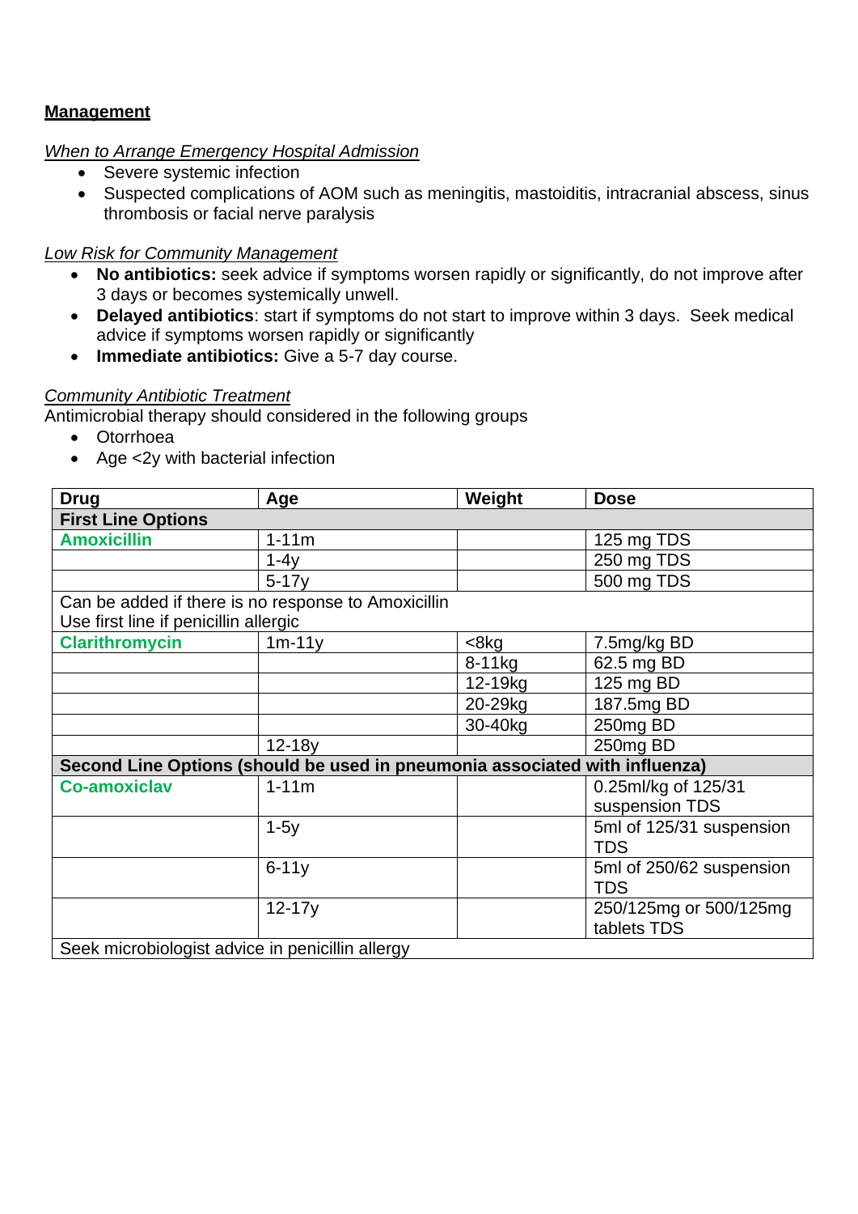## Management

*When to Arrange Emergency Hospital Admission*

- Severe systemic infection
- Suspected complications of AOM such as meningitis, mastoiditis, intracranial abscess, sinus thrombosis or facial nerve paralysis

*Low Risk for Community Management*

- **No antibiotics:** seek advice if symptoms worsen rapidly or significantly, do not improve after 3 days or becomes systemically unwell.
- **Delayed antibiotics**: start if symptoms do not start to improve within 3 days. Seek medical advice if symptoms worsen rapidly or significantly
- **Immediate antibiotics:** Give a 5-7 day course.

*Community Antibiotic Treatment*

Antimicrobial therapy should considered in the following groups

- Otorrhoea
- Age <2y with bacterial infection

| Drug | Age | Weight | Dose |
|---|---|---|---|
| **First Line Options** | | | |
| **Amoxicillin** | 1-11m | | 125 mg TDS |
| | 1-4y | | 250 mg TDS |
| | 5-17y | | 500 mg TDS |
| Can be added if there is no response to Amoxicillin<br>Use first line if penicillin allergic | | | |
| **Clarithromycin** | 1m-11y | <8kg | 7.5mg/kg BD |
| | | 8-11kg | 62.5 mg BD |
| | | 12-19kg | 125 mg BD |
| | | 20-29kg | 187.5mg BD |
| | | 30-40kg | 250mg BD |
| | 12-18y | | 250mg BD |
| **Second Line Options (should be used in pneumonia associated with influenza)** | | | |
| **Co-amoxiclav** | 1-11m | | 0.25ml/kg of 125/31 suspension TDS |
| | 1-5y | | 5ml of 125/31 suspension TDS |
| | 6-11y | | 5ml of 250/62 suspension TDS |
| | 12-17y | | 250/125mg or 500/125mg tablets TDS |
| Seek microbiologist advice in penicillin allergy | | | |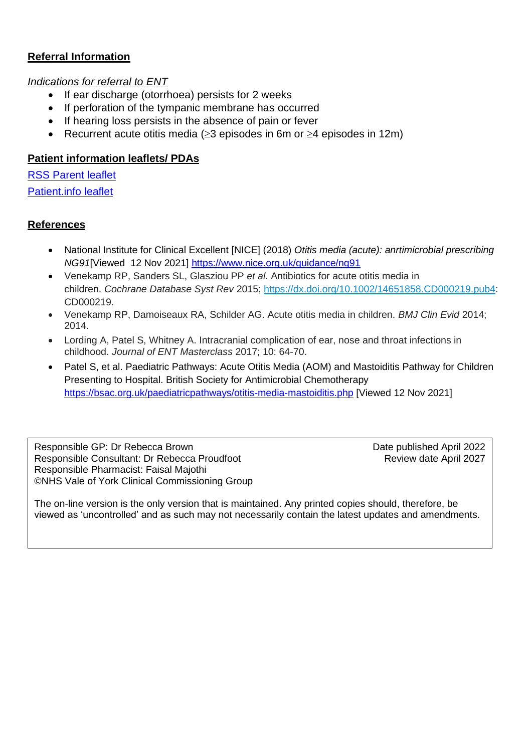**Referral Information**

*Indications for referral to ENT*

- If ear discharge (otorrhoea) persists for 2 weeks
- If perforation of the tympanic membrane has occurred
- If hearing loss persists in the absence of pain or fever
- Recurrent acute otitis media (≥3 episodes in 6m or ≥4 episodes in 12m)

**Patient information leaflets/ PDAs**

[RSS Parent leaflet]

[Patient.info leaflet]

**References**

- National Institute for Clinical Excellent [NICE] (2018) *Otitis media (acute): anrtimicrobial prescribing NG91*[Viewed 12 Nov 2021] https://www.nice.org.uk/guidance/ng91
- Venekamp RP, Sanders SL, Glasziou PP *et al*. Antibiotics for acute otitis media in children. *Cochrane Database Syst Rev* 2015; https://dx.doi.org/10.1002/14651858.CD000219.pub4: CD000219.
- Venekamp RP, Damoiseaux RA, Schilder AG. Acute otitis media in children. *BMJ Clin Evid* 2014; 2014.
- Lording A, Patel S, Whitney A. Intracranial complication of ear, nose and throat infections in childhood. *Journal of ENT Masterclass* 2017; 10: 64-70.
- Patel S, et al. Paediatric Pathways: Acute Otitis Media (AOM) and Mastoiditis Pathway for Children Presenting to Hospital. British Society for Antimicrobial Chemotherapy https://bsac.org.uk/paediatricpathways/otitis-media-mastoiditis.php [Viewed 12 Nov 2021]

Responsible GP: Dr Rebecca Brown
Responsible Consultant: Dr Rebecca Proudfoot
Responsible Pharmacist: Faisal Majothi
©NHS Vale of York Clinical Commissioning Group

Date published April 2022
Review date April 2027

The on-line version is the only version that is maintained. Any printed copies should, therefore, be viewed as 'uncontrolled' and as such may not necessarily contain the latest updates and amendments.